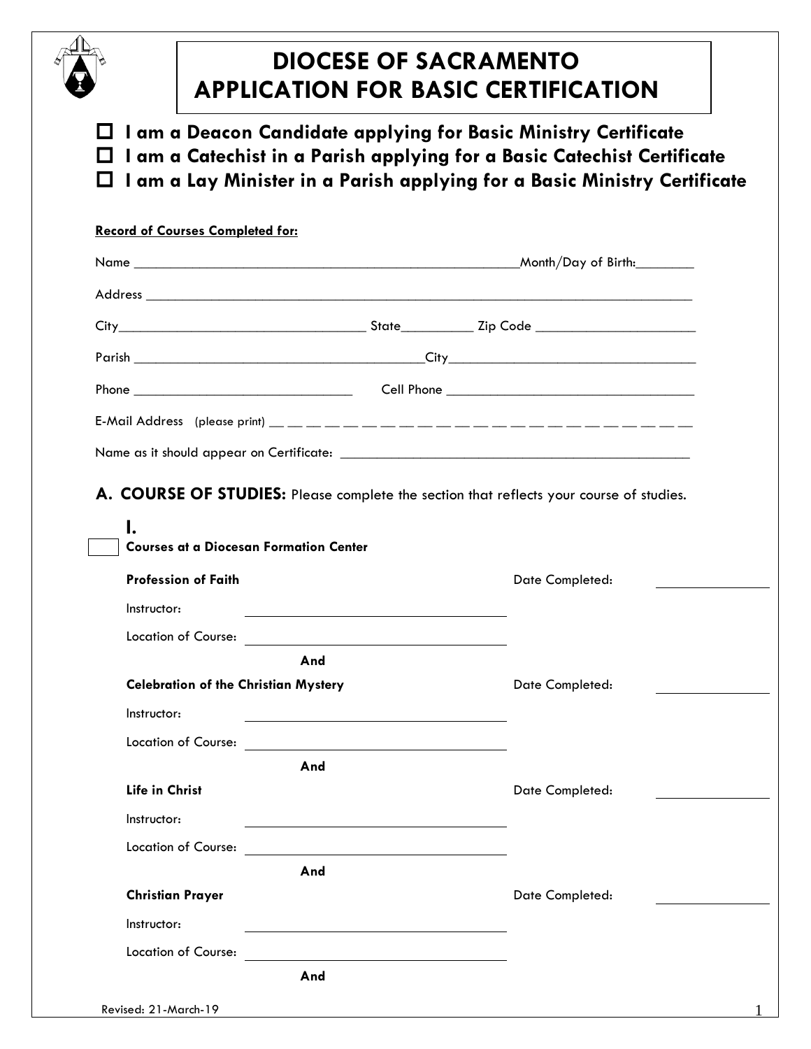# DIOCESE OF SACRAMENTO
# APPLICATION FOR BASIC CERTIFICATION

- ☐ **I am a Deacon Candidate applying for Basic Ministry Certificate**
- ☐ **I am a Catechist in a Parish applying for a Basic Catechist Certificate**
- ☐ **I am a Lay Minister in a Parish applying for a Basic Ministry Certificate**

**Record of Courses Completed for:**

Name ____________________________________________________ Month/Day of Birth:________

Address ___________________________________________________________________________

City_________________________________ State__________ Zip Code ______________________

Parish _______________________________________City__________________________________

Phone ______________________________ Cell Phone __________________________________

E-Mail Address (please print) ___________________________________________________

Name as it should appear on Certificate: ______________________________________________

## A. COURSE OF STUDIES: Please complete the section that reflects your course of studies.

### I.

☐ **Courses at a Diocesan Formation Center**

**Profession of Faith** Date Completed: ______________

Instructor: ______________________________

Location of Course: ______________________________

**And**

**Celebration of the Christian Mystery** Date Completed: ______________

Instructor: ______________________________

Location of Course: ______________________________

**And**

**Life in Christ** Date Completed: ______________

Instructor: ______________________________

Location of Course: ______________________________

**And**

**Christian Prayer** Date Completed: ______________

Instructor: ______________________________

Location of Course: ______________________________

**And**

Revised: 21-March-19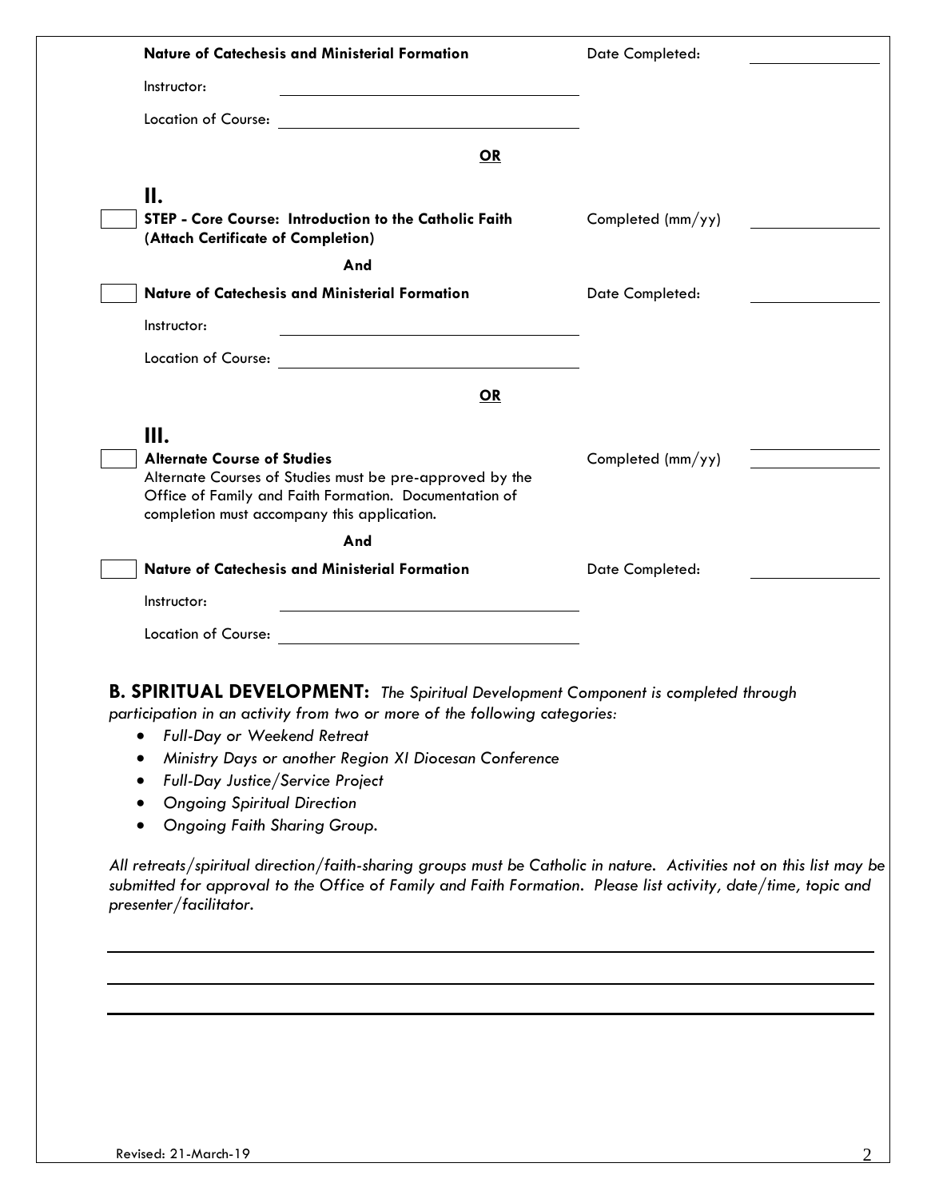**Nature of Catechesis and Ministerial Formation** Date Completed: ____________

Instructor: ______________________________

Location of Course: ______________________________

**OR**

## II.

☐ **STEP - Core Course: Introduction to the Catholic Faith (Attach Certificate of Completion)** Completed (mm/yy) ____________

**And**

☐ **Nature of Catechesis and Ministerial Formation** Date Completed: ____________

Instructor: ______________________________

Location of Course: ______________________________

**OR**

## III.

☐ **Alternate Course of Studies**
Alternate Courses of Studies must be pre-approved by the Office of Family and Faith Formation. Documentation of completion must accompany this application. Completed (mm/yy) ____________

**And**

☐ **Nature of Catechesis and Ministerial Formation** Date Completed: ____________

Instructor: ______________________________

Location of Course: ______________________________

## B. SPIRITUAL DEVELOPMENT:

*The Spiritual Development Component is completed through participation in an activity from two or more of the following categories:*

- *Full-Day or Weekend Retreat*
- *Ministry Days or another Region XI Diocesan Conference*
- *Full-Day Justice/Service Project*
- *Ongoing Spiritual Direction*
- *Ongoing Faith Sharing Group.*

*All retreats/spiritual direction/faith-sharing groups must be Catholic in nature. Activities not on this list may be submitted for approval to the Office of Family and Faith Formation. Please list activity, date/time, topic and presenter/facilitator.*

______________________________________________________________________

______________________________________________________________________

______________________________________________________________________

Revised: 21-March-19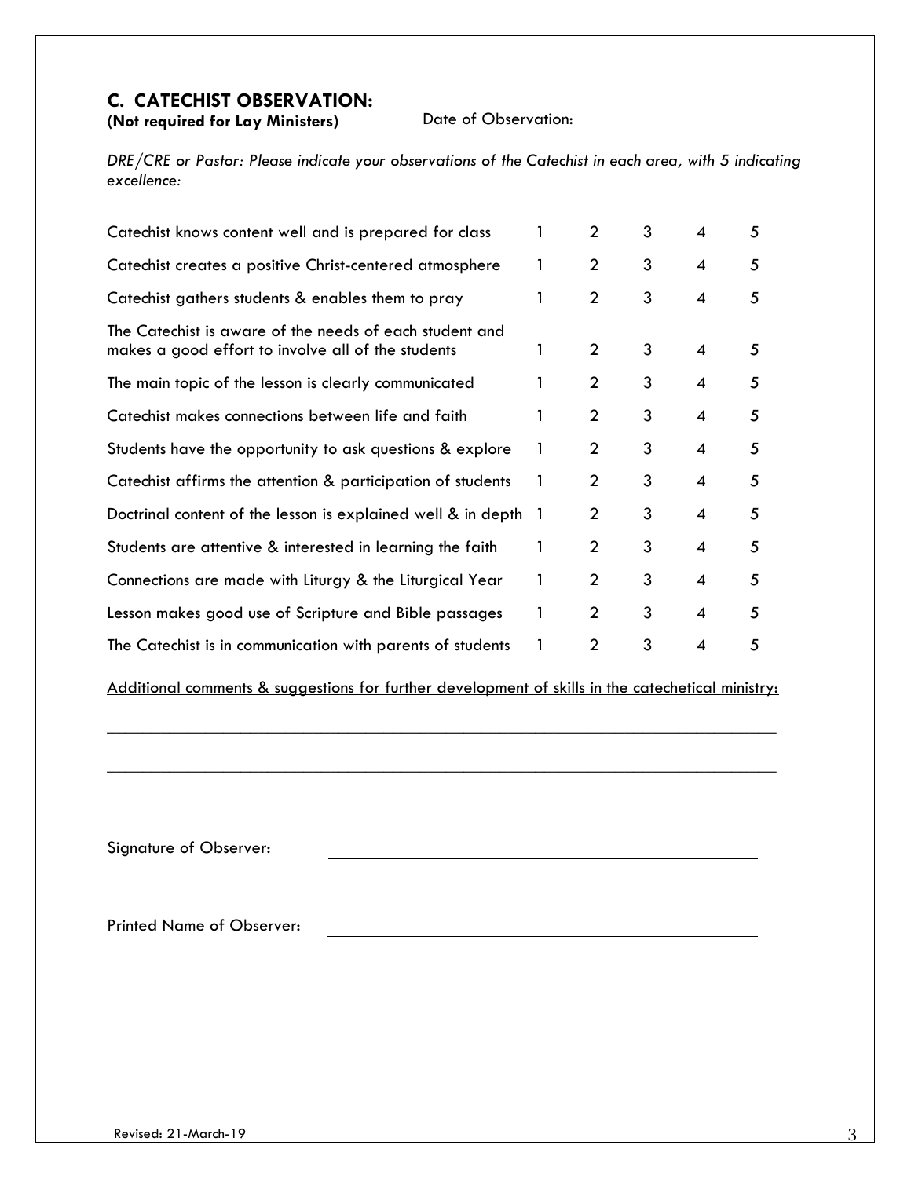## C. CATECHIST OBSERVATION:

**(Not required for Lay Ministers)** Date of Observation: \_\_\_\_\_\_\_\_\_\_\_\_\_\_\_\_\_\_

*DRE/CRE or Pastor: Please indicate your observations of the Catechist in each area, with 5 indicating excellence:*

| | | | | | |
|---|---|---|---|---|---|
| Catechist knows content well and is prepared for class | 1 | 2 | 3 | 4 | 5 |
| Catechist creates a positive Christ-centered atmosphere | 1 | 2 | 3 | 4 | 5 |
| Catechist gathers students & enables them to pray | 1 | 2 | 3 | 4 | 5 |
| The Catechist is aware of the needs of each student and makes a good effort to involve all of the students | 1 | 2 | 3 | 4 | 5 |
| The main topic of the lesson is clearly communicated | 1 | 2 | 3 | 4 | 5 |
| Catechist makes connections between life and faith | 1 | 2 | 3 | 4 | 5 |
| Students have the opportunity to ask questions & explore | 1 | 2 | 3 | 4 | 5 |
| Catechist affirms the attention & participation of students | 1 | 2 | 3 | 4 | 5 |
| Doctrinal content of the lesson is explained well & in depth | 1 | 2 | 3 | 4 | 5 |
| Students are attentive & interested in learning the faith | 1 | 2 | 3 | 4 | 5 |
| Connections are made with Liturgy & the Liturgical Year | 1 | 2 | 3 | 4 | 5 |
| Lesson makes good use of Scripture and Bible passages | 1 | 2 | 3 | 4 | 5 |
| The Catechist is in communication with parents of students | 1 | 2 | 3 | 4 | 5 |

<u>Additional comments & suggestions for further development of skills in the catechetical ministry:</u>

\_\_\_\_\_\_\_\_\_\_\_\_\_\_\_\_\_\_\_\_\_\_\_\_\_\_\_\_\_\_\_\_\_\_\_\_\_\_\_\_\_\_\_\_\_\_\_\_\_\_\_\_\_\_\_\_\_\_\_\_\_\_\_\_\_\_\_\_\_\_

\_\_\_\_\_\_\_\_\_\_\_\_\_\_\_\_\_\_\_\_\_\_\_\_\_\_\_\_\_\_\_\_\_\_\_\_\_\_\_\_\_\_\_\_\_\_\_\_\_\_\_\_\_\_\_\_\_\_\_\_\_\_\_\_\_\_\_\_\_\_

Signature of Observer: \_\_\_\_\_\_\_\_\_\_\_\_\_\_\_\_\_\_\_\_\_\_\_\_\_\_\_\_\_\_\_\_\_\_\_\_\_\_\_\_\_\_\_\_

Printed Name of Observer: \_\_\_\_\_\_\_\_\_\_\_\_\_\_\_\_\_\_\_\_\_\_\_\_\_\_\_\_\_\_\_\_\_\_\_\_\_\_\_\_\_\_\_\_

Revised: 21-March-19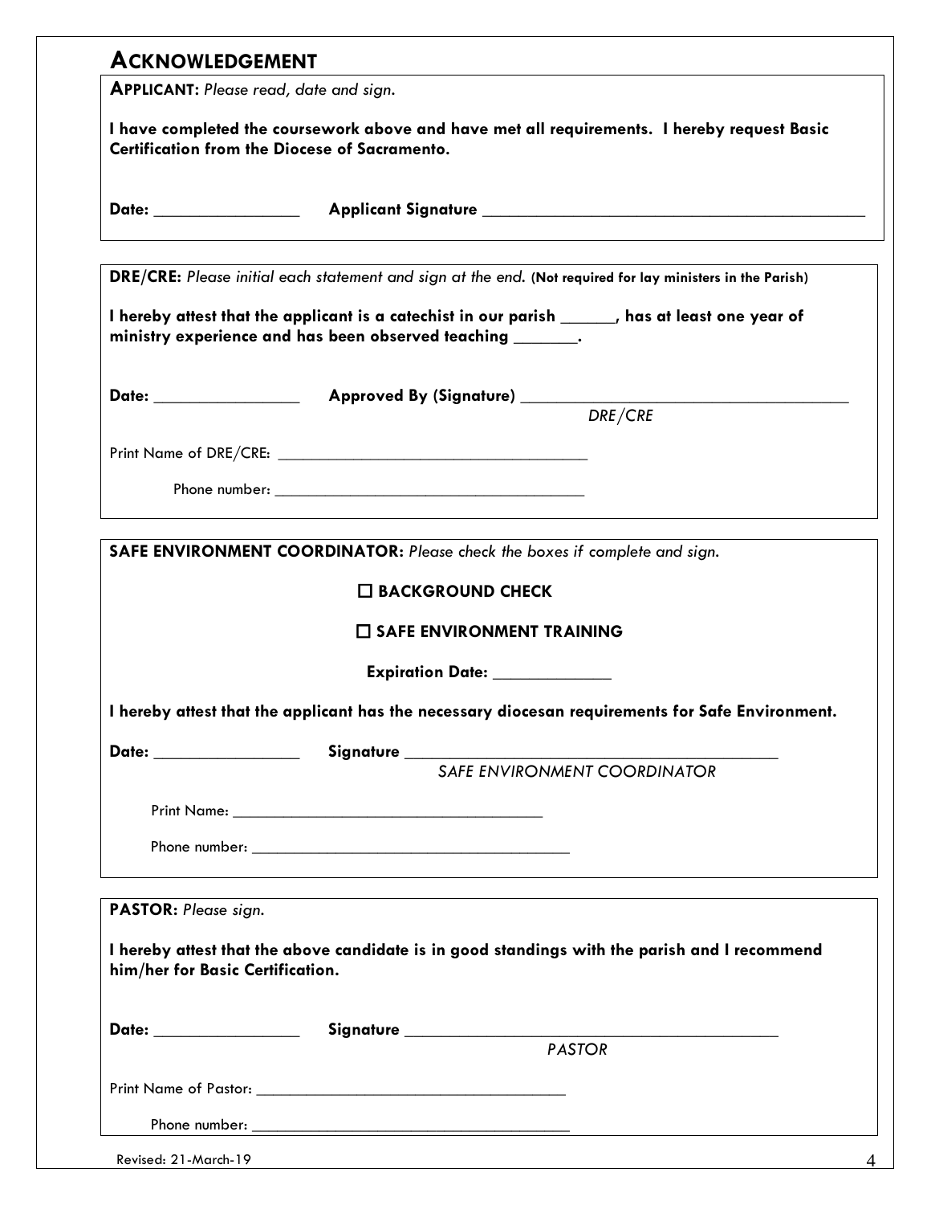## ACKNOWLEDGEMENT

**APPLICANT:** *Please read, date and sign.*

**I have completed the coursework above and have met all requirements. I hereby request Basic Certification from the Diocese of Sacramento.**

**Date:** ________________ **Applicant Signature** ___________________________________________

---

**DRE/CRE:** *Please initial each statement and sign at the end.* **(Not required for lay ministers in the Parish)**

**I hereby attest that the applicant is a catechist in our parish ______, has at least one year of ministry experience and has been observed teaching _______.**

**Date:** ________________ **Approved By (Signature)** _____________________________________
*DRE/CRE*

Print Name of DRE/CRE: ____________________________________

Phone number: ____________________________________

---

**SAFE ENVIRONMENT COORDINATOR:** *Please check the boxes if complete and sign.*

☐ **BACKGROUND CHECK**

☐ **SAFE ENVIRONMENT TRAINING**

**Expiration Date:** _____________

**I hereby attest that the applicant has the necessary diocesan requirements for Safe Environment.**

**Date:** ________________ **Signature** __________________________________________
*SAFE ENVIRONMENT COORDINATOR*

Print Name: ____________________________________

Phone number: ____________________________________

---

**PASTOR:** *Please sign.*

**I hereby attest that the above candidate is in good standings with the parish and I recommend him/her for Basic Certification.**

**Date:** ________________ **Signature** __________________________________________
*PASTOR*

Print Name of Pastor: ____________________________________

Phone number: ____________________________________

Revised: 21-March-19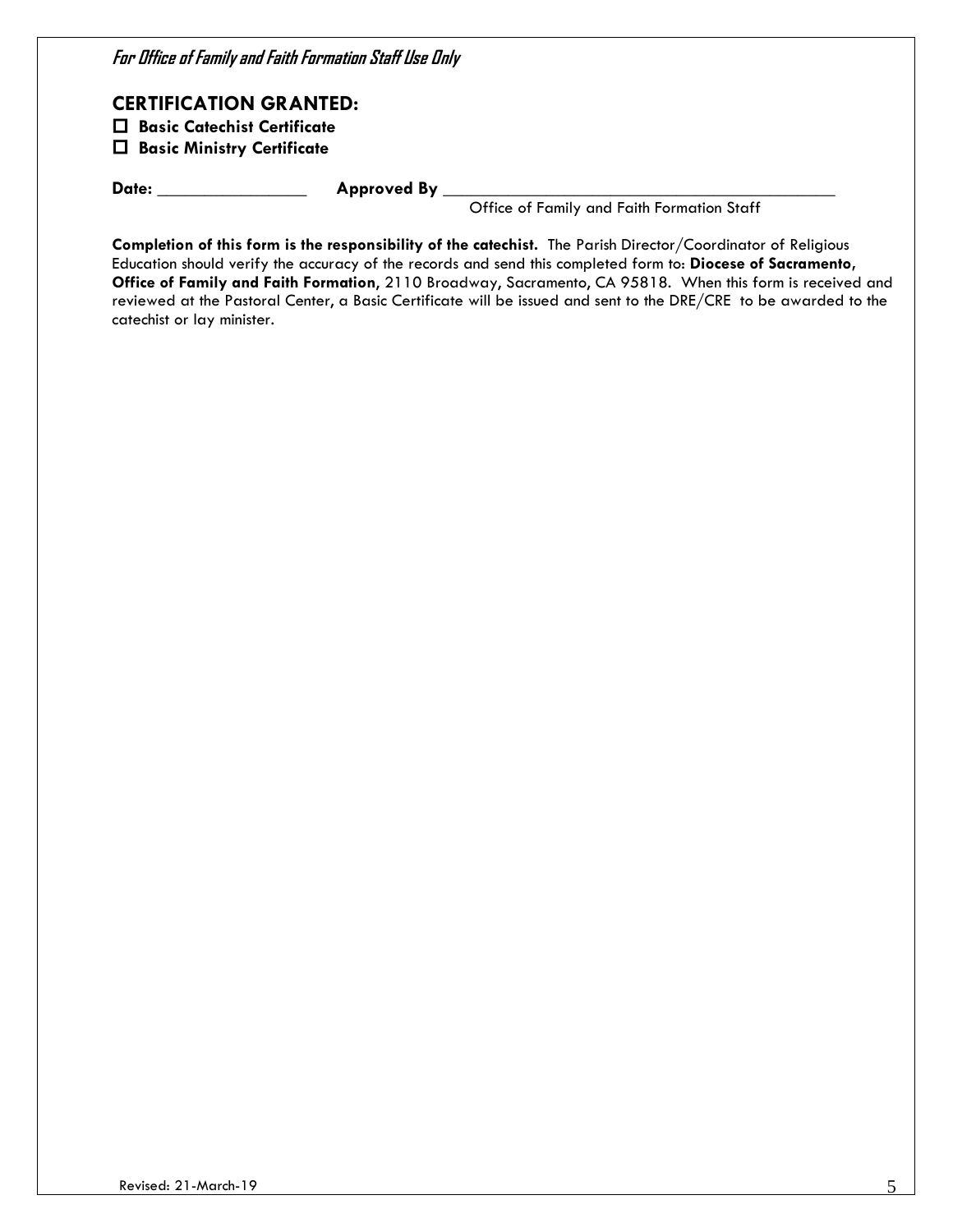*For Office of Family and Faith Formation Staff Use Only*

## CERTIFICATION GRANTED:

- ☐ **Basic Catechist Certificate**
- ☐ **Basic Ministry Certificate**

**Date:** ________________ **Approved By** ____________________________________________

Office of Family and Faith Formation Staff

**Completion of this form is the responsibility of the catechist.** The Parish Director/Coordinator of Religious Education should verify the accuracy of the records and send this completed form to: **Diocese of Sacramento, Office of Family and Faith Formation**, 2110 Broadway, Sacramento, CA 95818. When this form is received and reviewed at the Pastoral Center, a Basic Certificate will be issued and sent to the DRE/CRE to be awarded to the catechist or lay minister.

Revised: 21-March-19